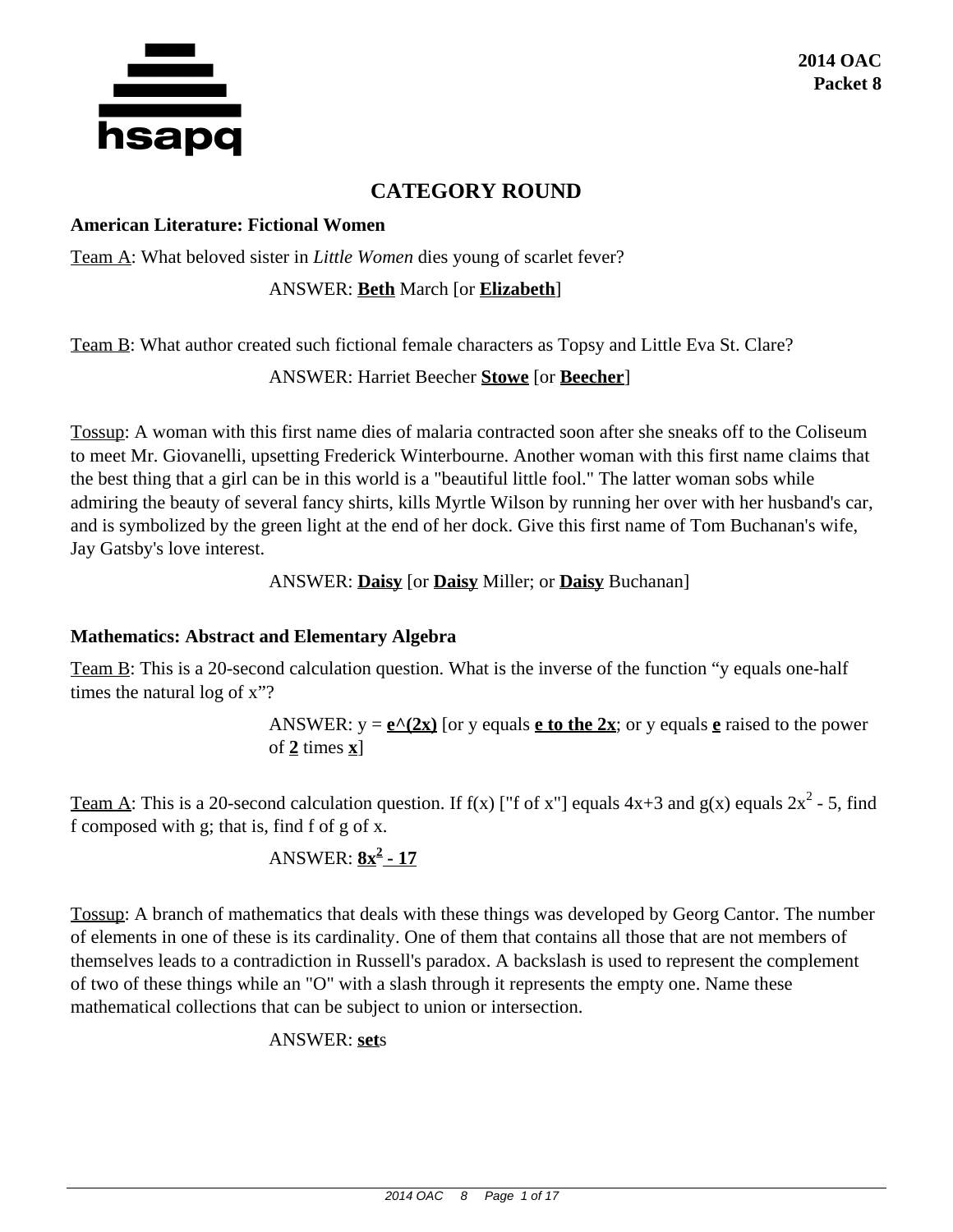# CATEGORY ROUND

### American Literature: Fictional Women

Team A: What beloved sister in *Little Women* dies young of scarlet fever?

ANSWER: **Beth** March [or **Elizabeth**]

Team B: What author created such fictional female characters as Topsy and Little Eva St. Clare?

ANSWER: Harriet Beecher **Stowe** [or **Beecher**]

Tossup: A woman with this first name dies of malaria contracted soon after she sneaks off to the Coliseum to meet Mr. Giovanelli, upsetting Frederick Winterbourne. Another woman with this first name claims that the best thing that a girl can be in this world is a "beautiful little fool." The latter woman sobs while admiring the beauty of several fancy shirts, kills Myrtle Wilson by running her over with her husband's car, and is symbolized by the green light at the end of her dock. Give this first name of Tom Buchanan's wife, Jay Gatsby's love interest.

ANSWER: **Daisy** [or **Daisy** Miller; or **Daisy** Buchanan]

### Mathematics: Abstract and Elementary Algebra

Team B: This is a 20-second calculation question. What is the inverse of the function "y equals one-half times the natural log of x"?

ANSWER: y = **e^(2x)** [or y equals **e to the 2x**; or y equals **e** raised to the power of **2** times **x**]

Team A: This is a 20-second calculation question. If f(x) ["f of x"] equals 4x+3 and g(x) equals $2x^2 - 5$, find f composed with g; that is, find f of g of x.

ANSWER: **$8x^2 - 17$**

Tossup: A branch of mathematics that deals with these things was developed by Georg Cantor. The number of elements in one of these is its cardinality. One of them that contains all those that are not members of themselves leads to a contradiction in Russell's paradox. A backslash is used to represent the complement of two of these things while an "O" with a slash through it represents the empty one. Name these mathematical collections that can be subject to union or intersection.

ANSWER: **set**s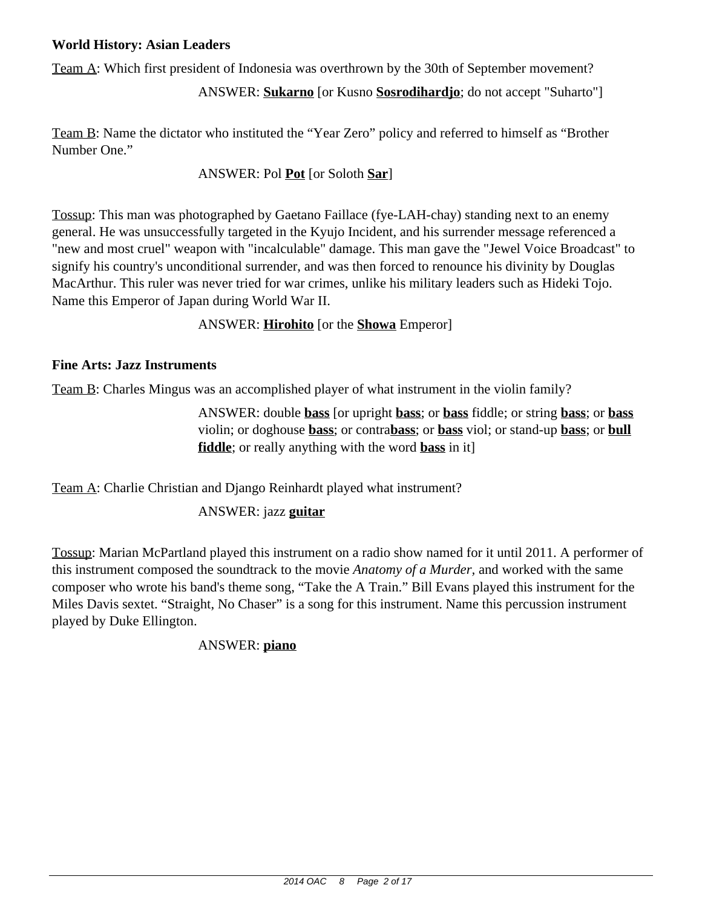**World History: Asian Leaders**

Team A: Which first president of Indonesia was overthrown by the 30th of September movement?

ANSWER: **Sukarno** [or Kusno **Sosrodihardjo**; do not accept "Suharto"]

Team B: Name the dictator who instituted the "Year Zero" policy and referred to himself as "Brother Number One."

ANSWER: Pol **Pot** [or Soloth **Sar**]

Tossup: This man was photographed by Gaetano Faillace (fye-LAH-chay) standing next to an enemy general. He was unsuccessfully targeted in the Kyujo Incident, and his surrender message referenced a "new and most cruel" weapon with "incalculable" damage. This man gave the "Jewel Voice Broadcast" to signify his country's unconditional surrender, and was then forced to renounce his divinity by Douglas MacArthur. This ruler was never tried for war crimes, unlike his military leaders such as Hideki Tojo. Name this Emperor of Japan during World War II.

ANSWER: **Hirohito** [or the **Showa** Emperor]

**Fine Arts: Jazz Instruments**

Team B: Charles Mingus was an accomplished player of what instrument in the violin family?

ANSWER: double **bass** [or upright **bass**; or **bass** fiddle; or string **bass**; or **bass** violin; or doghouse **bass**; or contra**bass**; or **bass** viol; or stand-up **bass**; or **bull fiddle**; or really anything with the word **bass** in it]

Team A: Charlie Christian and Django Reinhardt played what instrument?

ANSWER: jazz **guitar**

Tossup: Marian McPartland played this instrument on a radio show named for it until 2011. A performer of this instrument composed the soundtrack to the movie *Anatomy of a Murder*, and worked with the same composer who wrote his band's theme song, "Take the A Train." Bill Evans played this instrument for the Miles Davis sextet. "Straight, No Chaser" is a song for this instrument. Name this percussion instrument played by Duke Ellington.

ANSWER: **piano**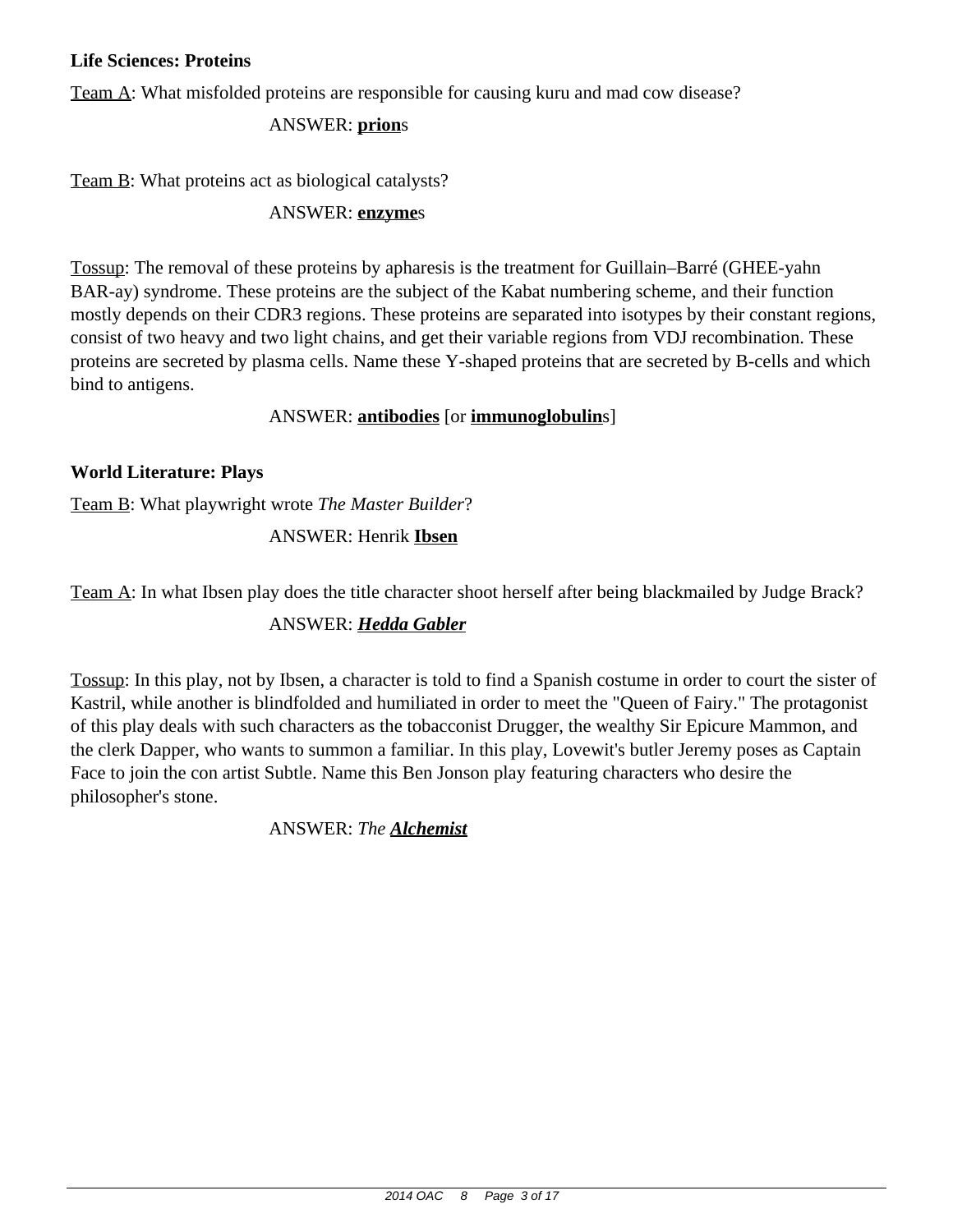**Life Sciences: Proteins**

Team A: What misfolded proteins are responsible for causing kuru and mad cow disease?

ANSWER: **prion**s

Team B: What proteins act as biological catalysts?

ANSWER: **enzyme**s

Tossup: The removal of these proteins by apharesis is the treatment for Guillain–Barré (GHEE-yahn BAR-ay) syndrome. These proteins are the subject of the Kabat numbering scheme, and their function mostly depends on their CDR3 regions. These proteins are separated into isotypes by their constant regions, consist of two heavy and two light chains, and get their variable regions from VDJ recombination. These proteins are secreted by plasma cells. Name these Y-shaped proteins that are secreted by B-cells and which bind to antigens.

ANSWER: **antibodies** [or **immunoglobulin**s]

**World Literature: Plays**

Team B: What playwright wrote *The Master Builder*?

ANSWER: Henrik **Ibsen**

Team A: In what Ibsen play does the title character shoot herself after being blackmailed by Judge Brack?

ANSWER: ***Hedda Gabler***

Tossup: In this play, not by Ibsen, a character is told to find a Spanish costume in order to court the sister of Kastril, while another is blindfolded and humiliated in order to meet the "Queen of Fairy." The protagonist of this play deals with such characters as the tobacconist Drugger, the wealthy Sir Epicure Mammon, and the clerk Dapper, who wants to summon a familiar. In this play, Lovewit's butler Jeremy poses as Captain Face to join the con artist Subtle. Name this Ben Jonson play featuring characters who desire the philosopher's stone.

ANSWER: *The* ***Alchemist***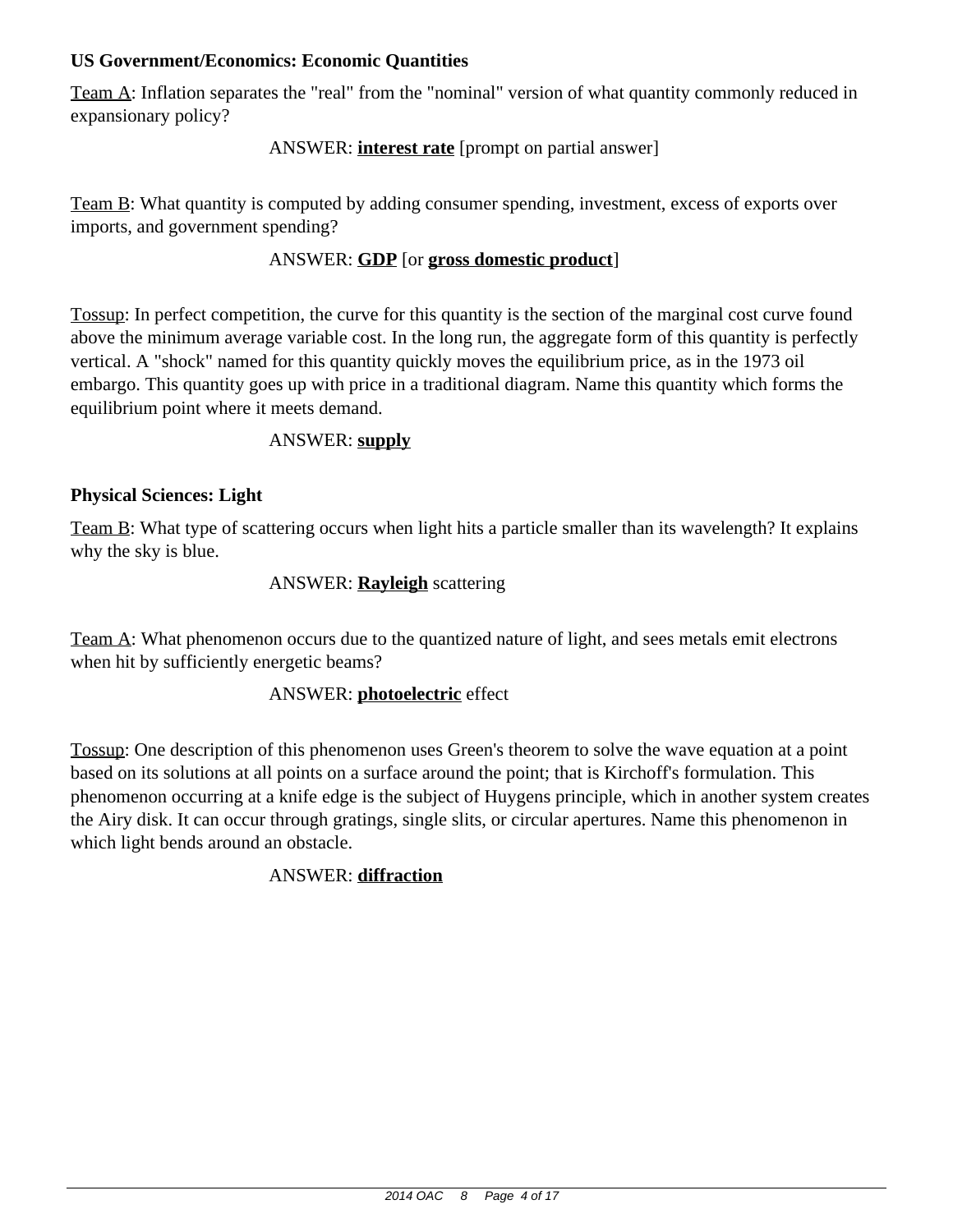**US Government/Economics: Economic Quantities**

Team A: Inflation separates the "real" from the "nominal" version of what quantity commonly reduced in expansionary policy?

ANSWER: **interest rate** [prompt on partial answer]

Team B: What quantity is computed by adding consumer spending, investment, excess of exports over imports, and government spending?

ANSWER: **GDP** [or **gross domestic product**]

Tossup: In perfect competition, the curve for this quantity is the section of the marginal cost curve found above the minimum average variable cost. In the long run, the aggregate form of this quantity is perfectly vertical. A "shock" named for this quantity quickly moves the equilibrium price, as in the 1973 oil embargo. This quantity goes up with price in a traditional diagram. Name this quantity which forms the equilibrium point where it meets demand.

ANSWER: **supply**

**Physical Sciences: Light**

Team B: What type of scattering occurs when light hits a particle smaller than its wavelength? It explains why the sky is blue.

ANSWER: **Rayleigh** scattering

Team A: What phenomenon occurs due to the quantized nature of light, and sees metals emit electrons when hit by sufficiently energetic beams?

ANSWER: **photoelectric** effect

Tossup: One description of this phenomenon uses Green's theorem to solve the wave equation at a point based on its solutions at all points on a surface around the point; that is Kirchoff's formulation. This phenomenon occurring at a knife edge is the subject of Huygens principle, which in another system creates the Airy disk. It can occur through gratings, single slits, or circular apertures. Name this phenomenon in which light bends around an obstacle.

ANSWER: **diffraction**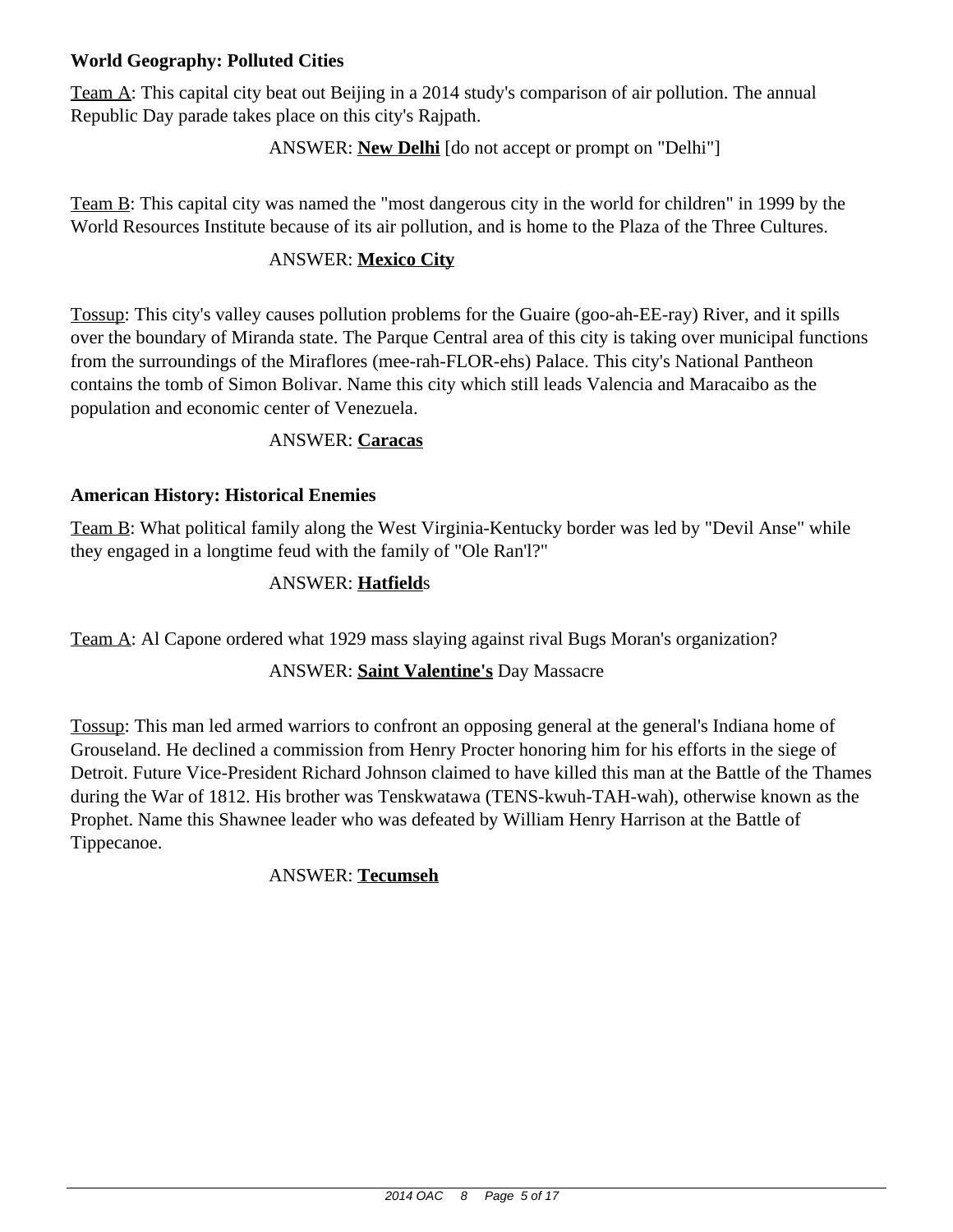**World Geography: Polluted Cities**

Team A: This capital city beat out Beijing in a 2014 study's comparison of air pollution. The annual Republic Day parade takes place on this city's Rajpath.

ANSWER: **New Delhi** [do not accept or prompt on "Delhi"]

Team B: This capital city was named the "most dangerous city in the world for children" in 1999 by the World Resources Institute because of its air pollution, and is home to the Plaza of the Three Cultures.

ANSWER: **Mexico City**

Tossup: This city's valley causes pollution problems for the Guaire (goo-ah-EE-ray) River, and it spills over the boundary of Miranda state. The Parque Central area of this city is taking over municipal functions from the surroundings of the Miraflores (mee-rah-FLOR-ehs) Palace. This city's National Pantheon contains the tomb of Simon Bolivar. Name this city which still leads Valencia and Maracaibo as the population and economic center of Venezuela.

ANSWER: **Caracas**

**American History: Historical Enemies**

Team B: What political family along the West Virginia-Kentucky border was led by "Devil Anse" while they engaged in a longtime feud with the family of "Ole Ran'l?"

ANSWER: **Hatfield**s

Team A: Al Capone ordered what 1929 mass slaying against rival Bugs Moran's organization?

ANSWER: **Saint Valentine's** Day Massacre

Tossup: This man led armed warriors to confront an opposing general at the general's Indiana home of Grouseland. He declined a commission from Henry Procter honoring him for his efforts in the siege of Detroit. Future Vice-President Richard Johnson claimed to have killed this man at the Battle of the Thames during the War of 1812. His brother was Tenskwatawa (TENS-kwuh-TAH-wah), otherwise known as the Prophet. Name this Shawnee leader who was defeated by William Henry Harrison at the Battle of Tippecanoe.

ANSWER: **Tecumseh**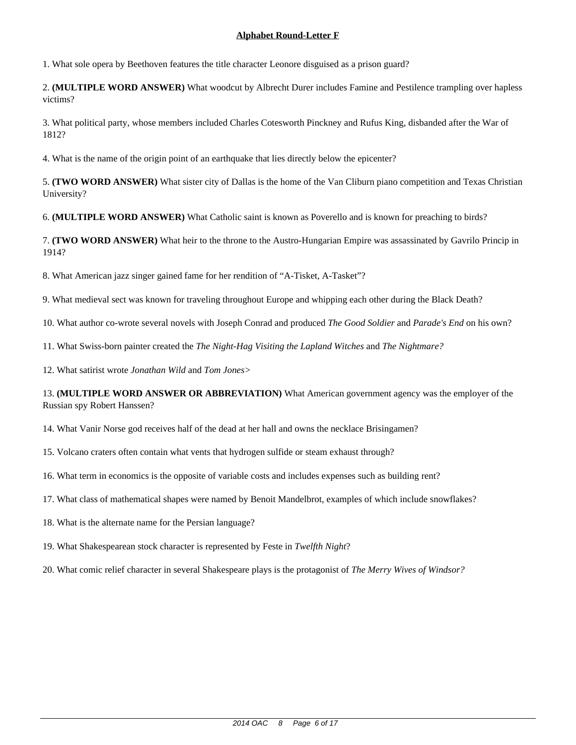**Alphabet Round-Letter F**

1. What sole opera by Beethoven features the title character Leonore disguised as a prison guard?

2. **(MULTIPLE WORD ANSWER)** What woodcut by Albrecht Durer includes Famine and Pestilence trampling over hapless victims?

3. What political party, whose members included Charles Cotesworth Pinckney and Rufus King, disbanded after the War of 1812?

4. What is the name of the origin point of an earthquake that lies directly below the epicenter?

5. **(TWO WORD ANSWER)** What sister city of Dallas is the home of the Van Cliburn piano competition and Texas Christian University?

6. **(MULTIPLE WORD ANSWER)** What Catholic saint is known as Poverello and is known for preaching to birds?

7. **(TWO WORD ANSWER)** What heir to the throne to the Austro-Hungarian Empire was assassinated by Gavrilo Princip in 1914?

8. What American jazz singer gained fame for her rendition of "A-Tisket, A-Tasket"?

9. What medieval sect was known for traveling throughout Europe and whipping each other during the Black Death?

10. What author co-wrote several novels with Joseph Conrad and produced *The Good Soldier* and *Parade's End* on his own?

11. What Swiss-born painter created the *The Night-Hag Visiting the Lapland Witches* and *The Nightmare?*

12. What satirist wrote *Jonathan Wild* and *Tom Jones>*

13. **(MULTIPLE WORD ANSWER OR ABBREVIATION)** What American government agency was the employer of the Russian spy Robert Hanssen?

14. What Vanir Norse god receives half of the dead at her hall and owns the necklace Brisingamen?

15. Volcano craters often contain what vents that hydrogen sulfide or steam exhaust through?

16. What term in economics is the opposite of variable costs and includes expenses such as building rent?

17. What class of mathematical shapes were named by Benoit Mandelbrot, examples of which include snowflakes?

18. What is the alternate name for the Persian language?

19. What Shakespearean stock character is represented by Feste in *Twelfth Night*?

20. What comic relief character in several Shakespeare plays is the protagonist of *The Merry Wives of Windsor?*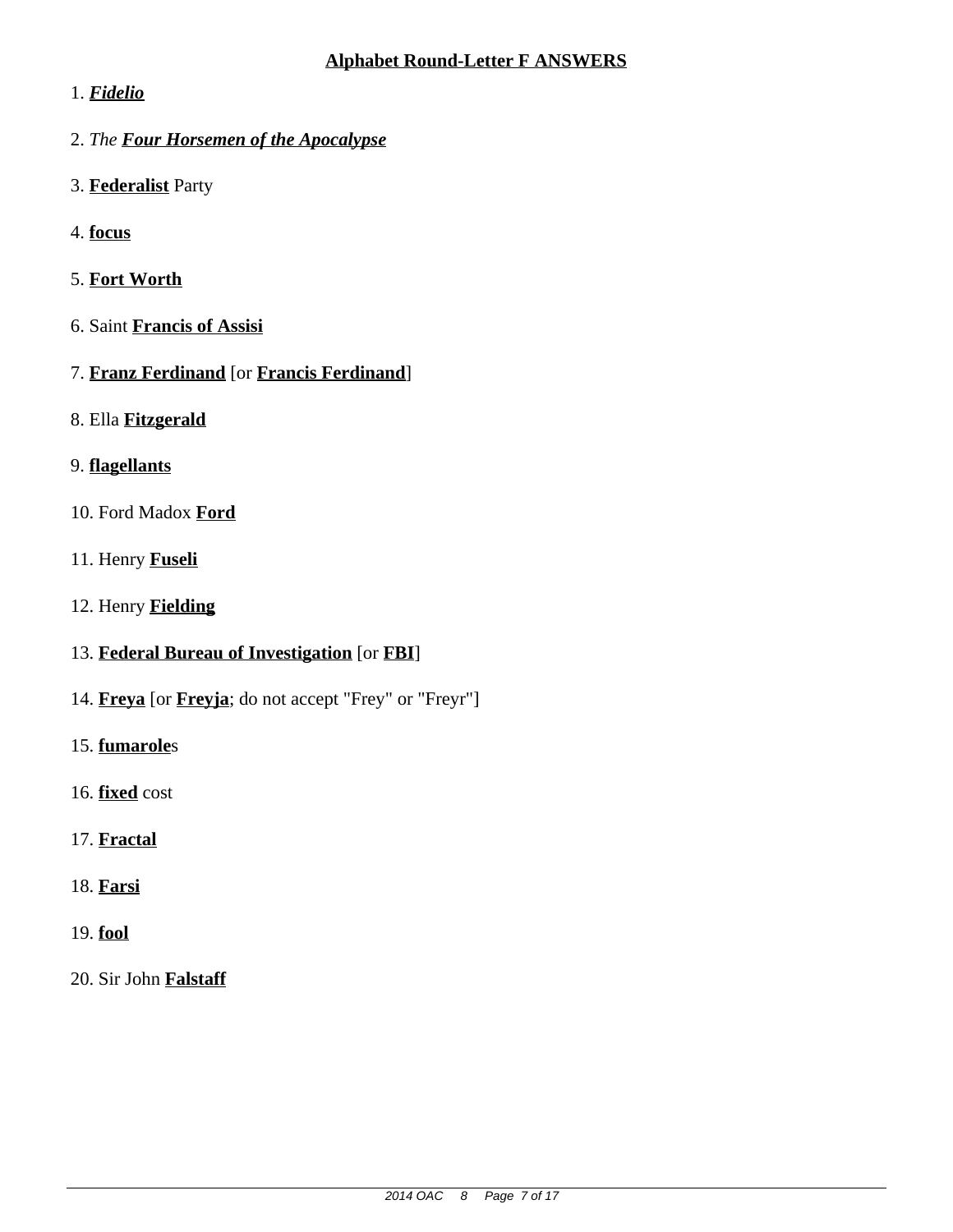## Alphabet Round-Letter F ANSWERS

1. ***Fidelio***

2. *The* ***Four Horsemen of the Apocalypse***

3. **Federalist** Party

4. **focus**

5. **Fort Worth**

6. Saint **Francis of Assisi**

7. **Franz Ferdinand** [or **Francis Ferdinand**]

8. Ella **Fitzgerald**

9. **flagellants**

10. Ford Madox **Ford**

11. Henry **Fuseli**

12. Henry **Fielding**

13. **Federal Bureau of Investigation** [or **FBI**]

14. **Freya** [or **Freyja**; do not accept "Frey" or "Freyr"]

15. **fumarole**s

16. **fixed** cost

17. **Fractal**

18. **Farsi**

19. **fool**

20. Sir John **Falstaff**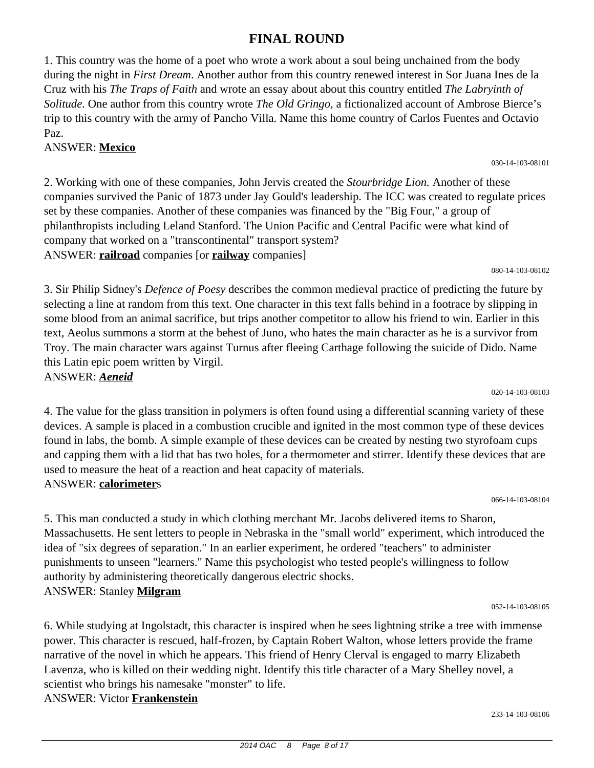# FINAL ROUND

1. This country was the home of a poet who wrote a work about a soul being unchained from the body during the night in *First Dream*. Another author from this country renewed interest in Sor Juana Ines de la Cruz with his *The Traps of Faith* and wrote an essay about about this country entitled *The Labryinth of Solitude*. One author from this country wrote *The Old Gringo*, a fictionalized account of Ambrose Bierce's trip to this country with the army of Pancho Villa. Name this home country of Carlos Fuentes and Octavio Paz.
ANSWER: **Mexico**

030-14-103-08101

2. Working with one of these companies, John Jervis created the *Stourbridge Lion.* Another of these companies survived the Panic of 1873 under Jay Gould's leadership. The ICC was created to regulate prices set by these companies. Another of these companies was financed by the "Big Four," a group of philanthropists including Leland Stanford. The Union Pacific and Central Pacific were what kind of company that worked on a "transcontinental" transport system?
ANSWER: **railroad** companies [or **railway** companies]

080-14-103-08102

3. Sir Philip Sidney's *Defence of Poesy* describes the common medieval practice of predicting the future by selecting a line at random from this text. One character in this text falls behind in a footrace by slipping in some blood from an animal sacrifice, but trips another competitor to allow his friend to win. Earlier in this text, Aeolus summons a storm at the behest of Juno, who hates the main character as he is a survivor from Troy. The main character wars against Turnus after fleeing Carthage following the suicide of Dido. Name this Latin epic poem written by Virgil.
ANSWER: ***Aeneid***

020-14-103-08103

4. The value for the glass transition in polymers is often found using a differential scanning variety of these devices. A sample is placed in a combustion crucible and ignited in the most common type of these devices found in labs, the bomb. A simple example of these devices can be created by nesting two styrofoam cups and capping them with a lid that has two holes, for a thermometer and stirrer. Identify these devices that are used to measure the heat of a reaction and heat capacity of materials.
ANSWER: **calorimeter**s

066-14-103-08104

5. This man conducted a study in which clothing merchant Mr. Jacobs delivered items to Sharon, Massachusetts. He sent letters to people in Nebraska in the "small world" experiment, which introduced the idea of "six degrees of separation." In an earlier experiment, he ordered "teachers" to administer punishments to unseen "learners." Name this psychologist who tested people's willingness to follow authority by administering theoretically dangerous electric shocks.
ANSWER: Stanley **Milgram**

052-14-103-08105

6. While studying at Ingolstadt, this character is inspired when he sees lightning strike a tree with immense power. This character is rescued, half-frozen, by Captain Robert Walton, whose letters provide the frame narrative of the novel in which he appears. This friend of Henry Clerval is engaged to marry Elizabeth Lavenza, who is killed on their wedding night. Identify this title character of a Mary Shelley novel, a scientist who brings his namesake "monster" to life.
ANSWER: Victor **Frankenstein**

233-14-103-08106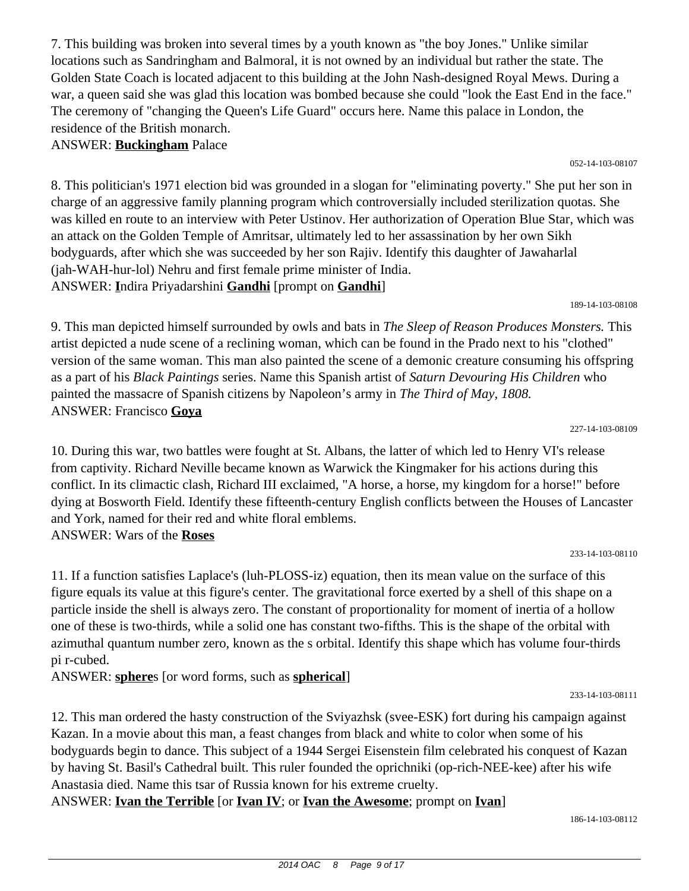7. This building was broken into several times by a youth known as "the boy Jones." Unlike similar locations such as Sandringham and Balmoral, it is not owned by an individual but rather the state. The Golden State Coach is located adjacent to this building at the John Nash-designed Royal Mews. During a war, a queen said she was glad this location was bombed because she could "look the East End in the face." The ceremony of "changing the Queen's Life Guard" occurs here. Name this palace in London, the residence of the British monarch.

ANSWER: **Buckingham** Palace

052-14-103-08107

8. This politician's 1971 election bid was grounded in a slogan for "eliminating poverty." She put her son in charge of an aggressive family planning program which controversially included sterilization quotas. She was killed en route to an interview with Peter Ustinov. Her authorization of Operation Blue Star, which was an attack on the Golden Temple of Amritsar, ultimately led to her assassination by her own Sikh bodyguards, after which she was succeeded by her son Rajiv. Identify this daughter of Jawaharlal (jah-WAH-hur-lol) Nehru and first female prime minister of India.

ANSWER: **I**ndira Priyadarshini **Gandhi** [prompt on **Gandhi**]

189-14-103-08108

9. This man depicted himself surrounded by owls and bats in *The Sleep of Reason Produces Monsters.* This artist depicted a nude scene of a reclining woman, which can be found in the Prado next to his "clothed" version of the same woman. This man also painted the scene of a demonic creature consuming his offspring as a part of his *Black Paintings* series. Name this Spanish artist of *Saturn Devouring His Children* who painted the massacre of Spanish citizens by Napoleon's army in *The Third of May, 1808.*

ANSWER: Francisco **Goya**

227-14-103-08109

10. During this war, two battles were fought at St. Albans, the latter of which led to Henry VI's release from captivity. Richard Neville became known as Warwick the Kingmaker for his actions during this conflict. In its climactic clash, Richard III exclaimed, "A horse, a horse, my kingdom for a horse!" before dying at Bosworth Field. Identify these fifteenth-century English conflicts between the Houses of Lancaster and York, named for their red and white floral emblems.

ANSWER: Wars of the **Roses**

233-14-103-08110

11. If a function satisfies Laplace's (luh-PLOSS-iz) equation, then its mean value on the surface of this figure equals its value at this figure's center. The gravitational force exerted by a shell of this shape on a particle inside the shell is always zero. The constant of proportionality for moment of inertia of a hollow one of these is two-thirds, while a solid one has constant two-fifths. This is the shape of the orbital with azimuthal quantum number zero, known as the s orbital. Identify this shape which has volume four-thirds pi r-cubed.

ANSWER: **sphere**s [or word forms, such as **spherical**]

233-14-103-08111

12. This man ordered the hasty construction of the Sviyazhsk (svee-ESK) fort during his campaign against Kazan. In a movie about this man, a feast changes from black and white to color when some of his bodyguards begin to dance. This subject of a 1944 Sergei Eisenstein film celebrated his conquest of Kazan by having St. Basil's Cathedral built. This ruler founded the oprichniki (op-rich-NEE-kee) after his wife Anastasia died. Name this tsar of Russia known for his extreme cruelty.

ANSWER: **Ivan the Terrible** [or **Ivan IV**; or **Ivan the Awesome**; prompt on **Ivan**]

186-14-103-08112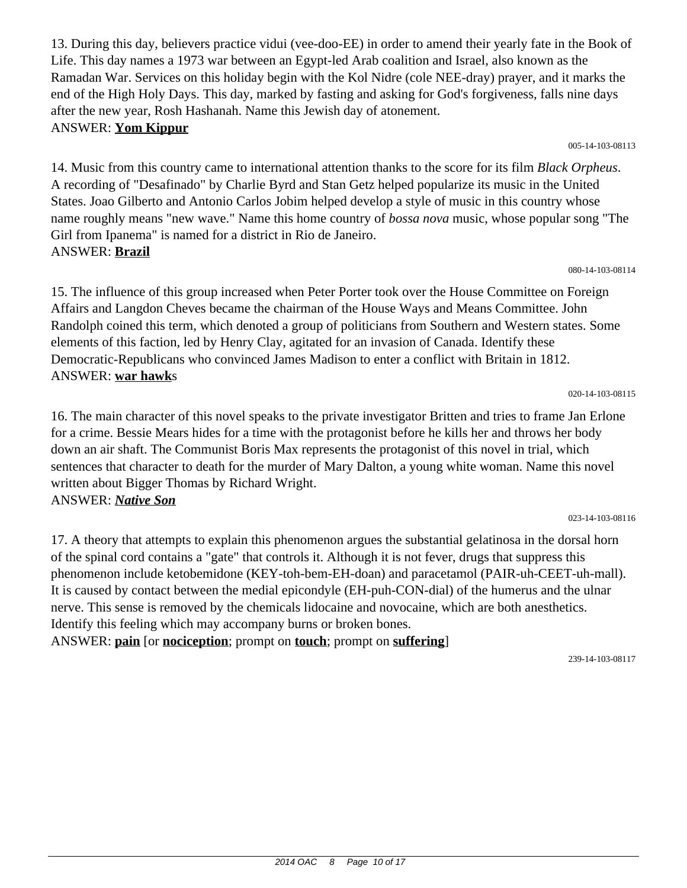13. During this day, believers practice vidui (vee-doo-EE) in order to amend their yearly fate in the Book of Life. This day names a 1973 war between an Egypt-led Arab coalition and Israel, also known as the Ramadan War. Services on this holiday begin with the Kol Nidre (cole NEE-dray) prayer, and it marks the end of the High Holy Days. This day, marked by fasting and asking for God's forgiveness, falls nine days after the new year, Rosh Hashanah. Name this Jewish day of atonement.
ANSWER: **Yom Kippur**

005-14-103-08113

14. Music from this country came to international attention thanks to the score for its film *Black Orpheus*. A recording of "Desafinado" by Charlie Byrd and Stan Getz helped popularize its music in the United States. Joao Gilberto and Antonio Carlos Jobim helped develop a style of music in this country whose name roughly means "new wave." Name this home country of *bossa nova* music, whose popular song "The Girl from Ipanema" is named for a district in Rio de Janeiro.
ANSWER: **Brazil**

080-14-103-08114

15. The influence of this group increased when Peter Porter took over the House Committee on Foreign Affairs and Langdon Cheves became the chairman of the House Ways and Means Committee. John Randolph coined this term, which denoted a group of politicians from Southern and Western states. Some elements of this faction, led by Henry Clay, agitated for an invasion of Canada. Identify these Democratic-Republicans who convinced James Madison to enter a conflict with Britain in 1812.
ANSWER: **war hawk**s

020-14-103-08115

16. The main character of this novel speaks to the private investigator Britten and tries to frame Jan Erlone for a crime. Bessie Mears hides for a time with the protagonist before he kills her and throws her body down an air shaft. The Communist Boris Max represents the protagonist of this novel in trial, which sentences that character to death for the murder of Mary Dalton, a young white woman. Name this novel written about Bigger Thomas by Richard Wright.
ANSWER: ***Native Son***

023-14-103-08116

17. A theory that attempts to explain this phenomenon argues the substantial gelatinosa in the dorsal horn of the spinal cord contains a "gate" that controls it. Although it is not fever, drugs that suppress this phenomenon include ketobemidone (KEY-toh-bem-EH-doan) and paracetamol (PAIR-uh-CEET-uh-mall). It is caused by contact between the medial epicondyle (EH-puh-CON-dial) of the humerus and the ulnar nerve. This sense is removed by the chemicals lidocaine and novocaine, which are both anesthetics. Identify this feeling which may accompany burns or broken bones.
ANSWER: **pain** [or **nociception**; prompt on **touch**; prompt on **suffering**]

239-14-103-08117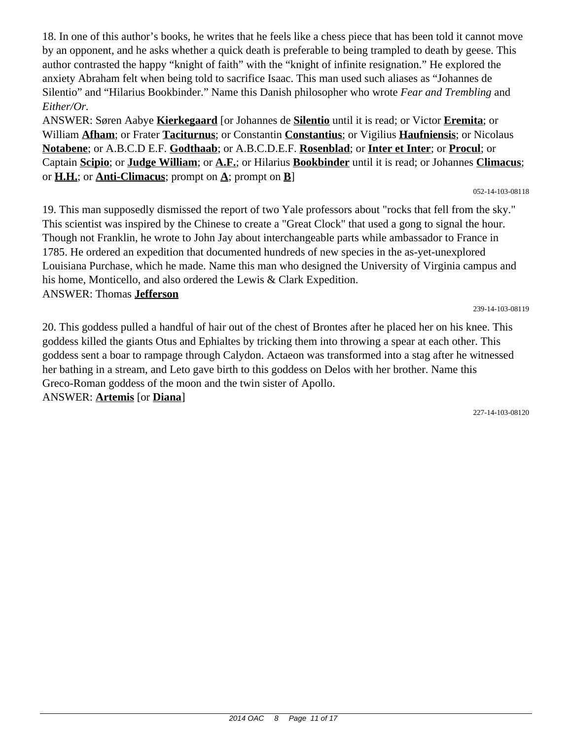18. In one of this author's books, he writes that he feels like a chess piece that has been told it cannot move by an opponent, and he asks whether a quick death is preferable to being trampled to death by geese. This author contrasted the happy "knight of faith" with the "knight of infinite resignation." He explored the anxiety Abraham felt when being told to sacrifice Isaac. This man used such aliases as "Johannes de Silentio" and "Hilarius Bookbinder." Name this Danish philosopher who wrote *Fear and Trembling* and *Either/Or.*

ANSWER: Søren Aabye **Kierkegaard** [or Johannes de **Silentio** until it is read; or Victor **Eremita**; or William **Afham**; or Frater **Taciturnus**; or Constantin **Constantius**; or Vigilius **Haufniensis**; or Nicolaus **Notabene**; or A.B.C.D E.F. **Godthaab**; or A.B.C.D.E.F. **Rosenblad**; or **Inter et Inter**; or **Procul**; or Captain **Scipio**; or **Judge William**; or **A.F.**; or Hilarius **Bookbinder** until it is read; or Johannes **Climacus**; or **H.H.**; or **Anti-Climacus**; prompt on **A**; prompt on **B**]

052-14-103-08118

19. This man supposedly dismissed the report of two Yale professors about "rocks that fell from the sky." This scientist was inspired by the Chinese to create a "Great Clock" that used a gong to signal the hour. Though not Franklin, he wrote to John Jay about interchangeable parts while ambassador to France in 1785. He ordered an expedition that documented hundreds of new species in the as-yet-unexplored Louisiana Purchase, which he made. Name this man who designed the University of Virginia campus and his home, Monticello, and also ordered the Lewis & Clark Expedition.

ANSWER: Thomas **Jefferson**

239-14-103-08119

20. This goddess pulled a handful of hair out of the chest of Brontes after he placed her on his knee. This goddess killed the giants Otus and Ephialtes by tricking them into throwing a spear at each other. This goddess sent a boar to rampage through Calydon. Actaeon was transformed into a stag after he witnessed her bathing in a stream, and Leto gave birth to this goddess on Delos with her brother. Name this Greco-Roman goddess of the moon and the twin sister of Apollo.

ANSWER: **Artemis** [or **Diana**]

227-14-103-08120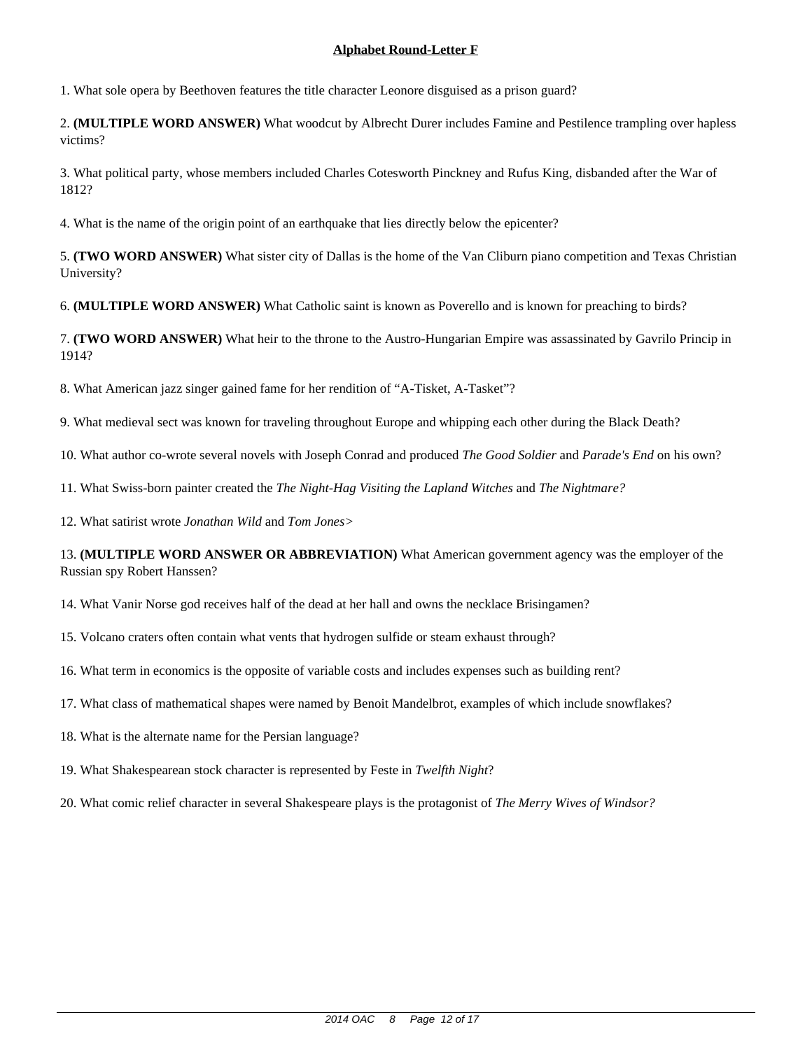**Alphabet Round-Letter F**

1. What sole opera by Beethoven features the title character Leonore disguised as a prison guard?

2. **(MULTIPLE WORD ANSWER)** What woodcut by Albrecht Durer includes Famine and Pestilence trampling over hapless victims?

3. What political party, whose members included Charles Cotesworth Pinckney and Rufus King, disbanded after the War of 1812?

4. What is the name of the origin point of an earthquake that lies directly below the epicenter?

5. **(TWO WORD ANSWER)** What sister city of Dallas is the home of the Van Cliburn piano competition and Texas Christian University?

6. **(MULTIPLE WORD ANSWER)** What Catholic saint is known as Poverello and is known for preaching to birds?

7. **(TWO WORD ANSWER)** What heir to the throne to the Austro-Hungarian Empire was assassinated by Gavrilo Princip in 1914?

8. What American jazz singer gained fame for her rendition of "A-Tisket, A-Tasket"?

9. What medieval sect was known for traveling throughout Europe and whipping each other during the Black Death?

10. What author co-wrote several novels with Joseph Conrad and produced *The Good Soldier* and *Parade's End* on his own?

11. What Swiss-born painter created the *The Night-Hag Visiting the Lapland Witches* and *The Nightmare?*

12. What satirist wrote *Jonathan Wild* and *Tom Jones>*

13. **(MULTIPLE WORD ANSWER OR ABBREVIATION)** What American government agency was the employer of the Russian spy Robert Hanssen?

14. What Vanir Norse god receives half of the dead at her hall and owns the necklace Brisingamen?

15. Volcano craters often contain what vents that hydrogen sulfide or steam exhaust through?

16. What term in economics is the opposite of variable costs and includes expenses such as building rent?

17. What class of mathematical shapes were named by Benoit Mandelbrot, examples of which include snowflakes?

18. What is the alternate name for the Persian language?

19. What Shakespearean stock character is represented by Feste in *Twelfth Night*?

20. What comic relief character in several Shakespeare plays is the protagonist of *The Merry Wives of Windsor?*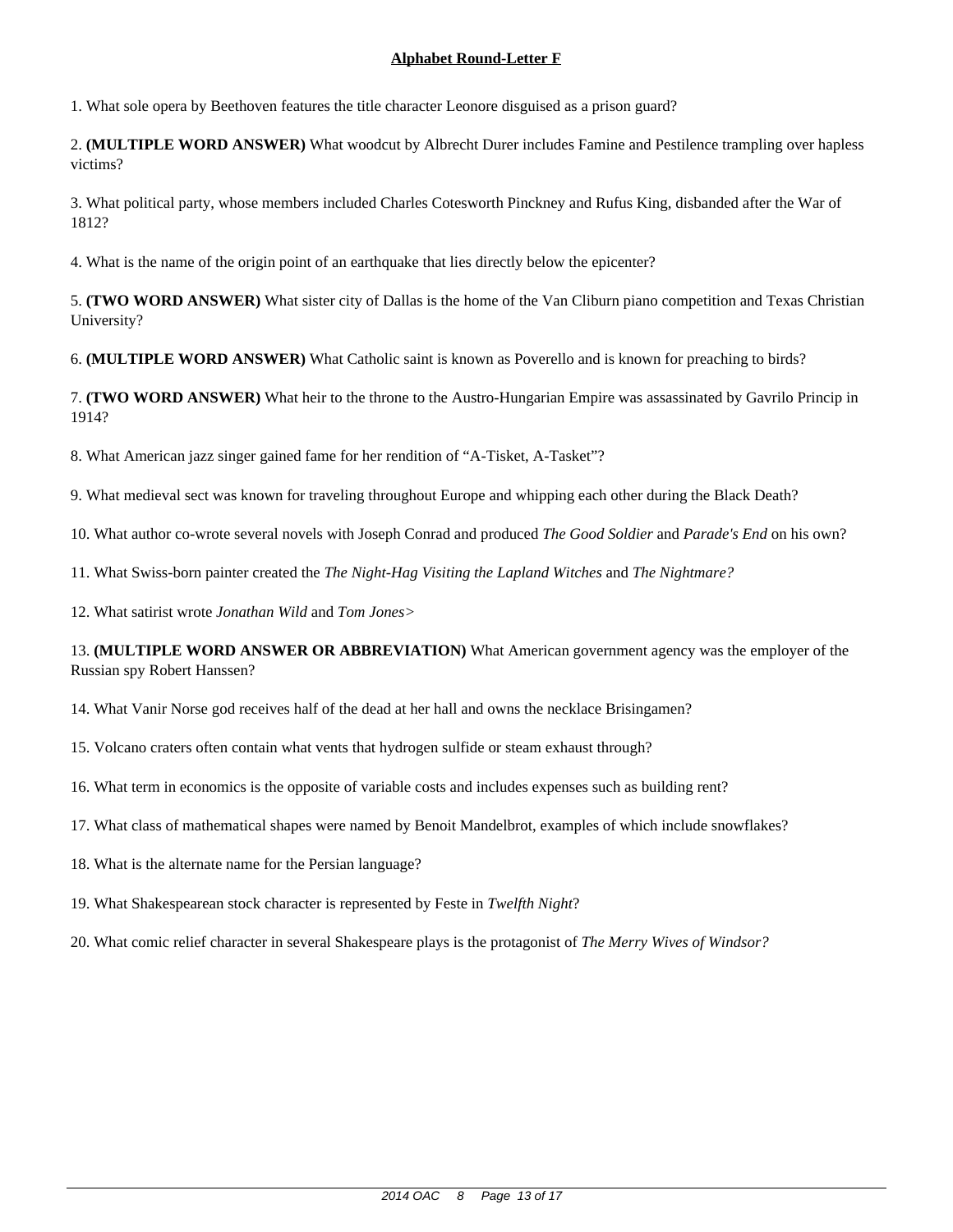**Alphabet Round-Letter F**

1. What sole opera by Beethoven features the title character Leonore disguised as a prison guard?

2. **(MULTIPLE WORD ANSWER)** What woodcut by Albrecht Durer includes Famine and Pestilence trampling over hapless victims?

3. What political party, whose members included Charles Cotesworth Pinckney and Rufus King, disbanded after the War of 1812?

4. What is the name of the origin point of an earthquake that lies directly below the epicenter?

5. **(TWO WORD ANSWER)** What sister city of Dallas is the home of the Van Cliburn piano competition and Texas Christian University?

6. **(MULTIPLE WORD ANSWER)** What Catholic saint is known as Poverello and is known for preaching to birds?

7. **(TWO WORD ANSWER)** What heir to the throne to the Austro-Hungarian Empire was assassinated by Gavrilo Princip in 1914?

8. What American jazz singer gained fame for her rendition of "A-Tisket, A-Tasket"?

9. What medieval sect was known for traveling throughout Europe and whipping each other during the Black Death?

10. What author co-wrote several novels with Joseph Conrad and produced *The Good Soldier* and *Parade's End* on his own?

11. What Swiss-born painter created the *The Night-Hag Visiting the Lapland Witches* and *The Nightmare?*

12. What satirist wrote *Jonathan Wild* and *Tom Jones>*

13. **(MULTIPLE WORD ANSWER OR ABBREVIATION)** What American government agency was the employer of the Russian spy Robert Hanssen?

14. What Vanir Norse god receives half of the dead at her hall and owns the necklace Brisingamen?

15. Volcano craters often contain what vents that hydrogen sulfide or steam exhaust through?

16. What term in economics is the opposite of variable costs and includes expenses such as building rent?

17. What class of mathematical shapes were named by Benoit Mandelbrot, examples of which include snowflakes?

18. What is the alternate name for the Persian language?

19. What Shakespearean stock character is represented by Feste in *Twelfth Night*?

20. What comic relief character in several Shakespeare plays is the protagonist of *The Merry Wives of Windsor?*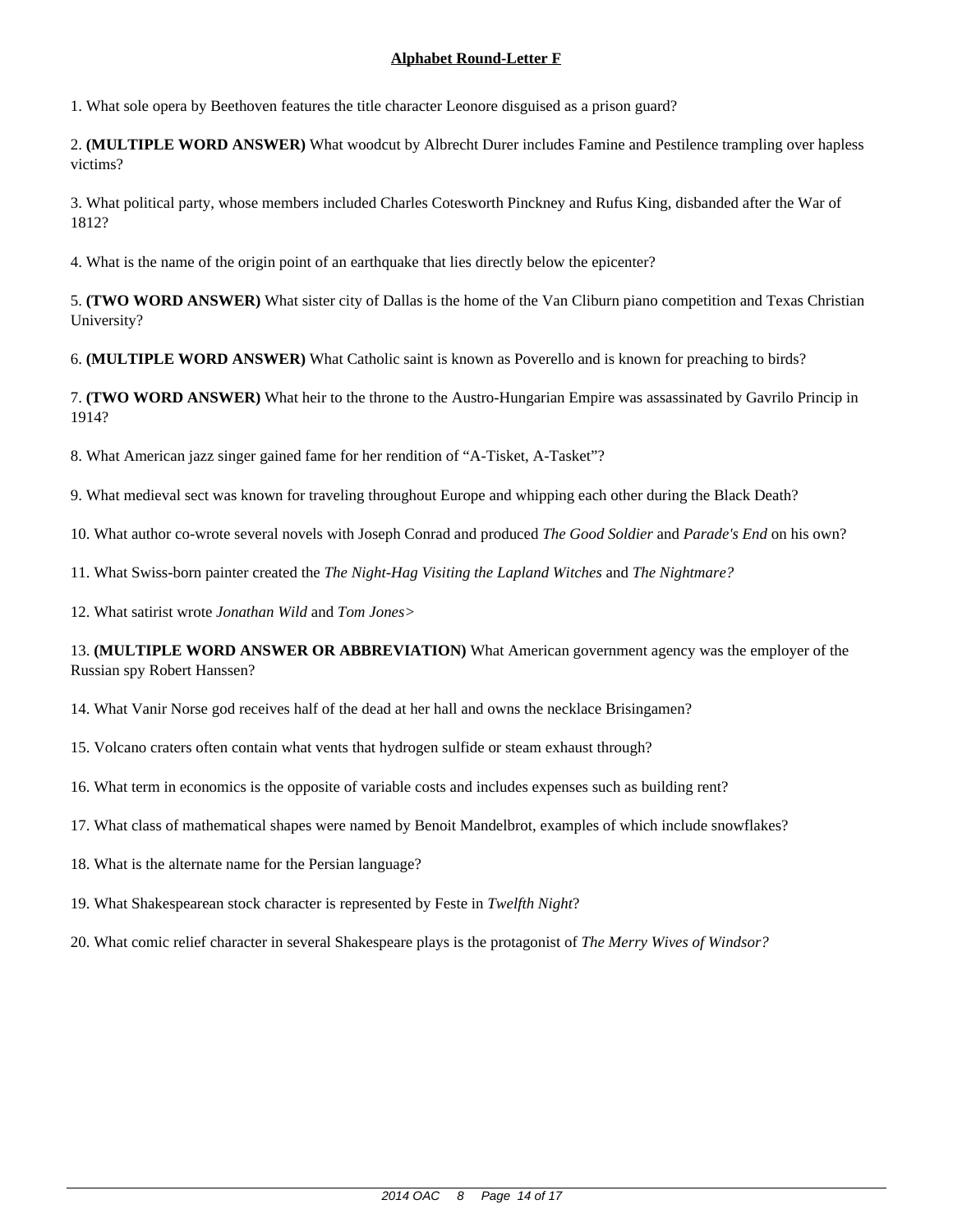**Alphabet Round-Letter F**

1. What sole opera by Beethoven features the title character Leonore disguised as a prison guard?

2. **(MULTIPLE WORD ANSWER)** What woodcut by Albrecht Durer includes Famine and Pestilence trampling over hapless victims?

3. What political party, whose members included Charles Cotesworth Pinckney and Rufus King, disbanded after the War of 1812?

4. What is the name of the origin point of an earthquake that lies directly below the epicenter?

5. **(TWO WORD ANSWER)** What sister city of Dallas is the home of the Van Cliburn piano competition and Texas Christian University?

6. **(MULTIPLE WORD ANSWER)** What Catholic saint is known as Poverello and is known for preaching to birds?

7. **(TWO WORD ANSWER)** What heir to the throne to the Austro-Hungarian Empire was assassinated by Gavrilo Princip in 1914?

8. What American jazz singer gained fame for her rendition of "A-Tisket, A-Tasket"?

9. What medieval sect was known for traveling throughout Europe and whipping each other during the Black Death?

10. What author co-wrote several novels with Joseph Conrad and produced *The Good Soldier* and *Parade's End* on his own?

11. What Swiss-born painter created the *The Night-Hag Visiting the Lapland Witches* and *The Nightmare?*

12. What satirist wrote *Jonathan Wild* and *Tom Jones>*

13. **(MULTIPLE WORD ANSWER OR ABBREVIATION)** What American government agency was the employer of the Russian spy Robert Hanssen?

14. What Vanir Norse god receives half of the dead at her hall and owns the necklace Brisingamen?

15. Volcano craters often contain what vents that hydrogen sulfide or steam exhaust through?

16. What term in economics is the opposite of variable costs and includes expenses such as building rent?

17. What class of mathematical shapes were named by Benoit Mandelbrot, examples of which include snowflakes?

18. What is the alternate name for the Persian language?

19. What Shakespearean stock character is represented by Feste in *Twelfth Night*?

20. What comic relief character in several Shakespeare plays is the protagonist of *The Merry Wives of Windsor?*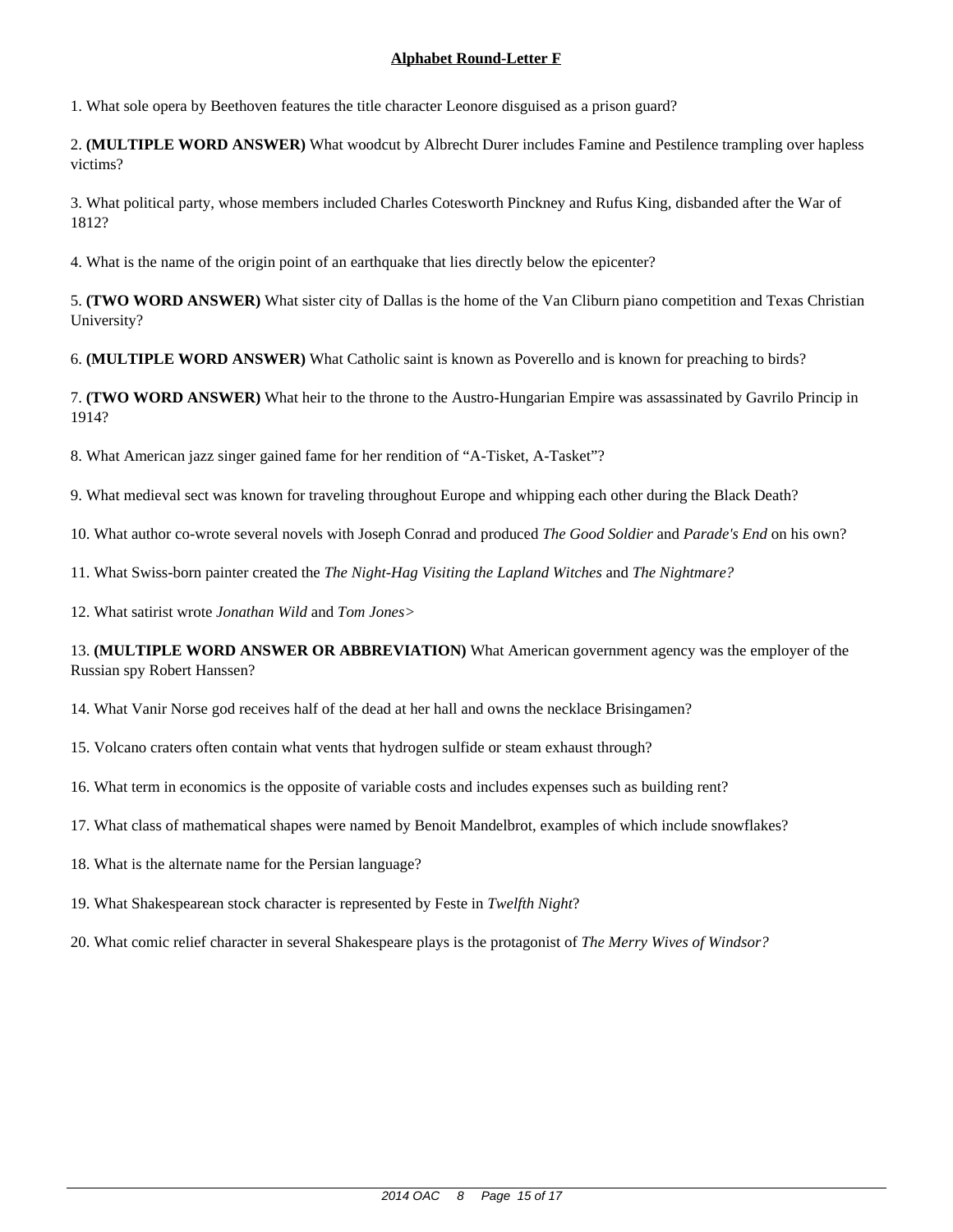## Alphabet Round-Letter F

1. What sole opera by Beethoven features the title character Leonore disguised as a prison guard?

2. **(MULTIPLE WORD ANSWER)** What woodcut by Albrecht Durer includes Famine and Pestilence trampling over hapless victims?

3. What political party, whose members included Charles Cotesworth Pinckney and Rufus King, disbanded after the War of 1812?

4. What is the name of the origin point of an earthquake that lies directly below the epicenter?

5. **(TWO WORD ANSWER)** What sister city of Dallas is the home of the Van Cliburn piano competition and Texas Christian University?

6. **(MULTIPLE WORD ANSWER)** What Catholic saint is known as Poverello and is known for preaching to birds?

7. **(TWO WORD ANSWER)** What heir to the throne to the Austro-Hungarian Empire was assassinated by Gavrilo Princip in 1914?

8. What American jazz singer gained fame for her rendition of "A-Tisket, A-Tasket"?

9. What medieval sect was known for traveling throughout Europe and whipping each other during the Black Death?

10. What author co-wrote several novels with Joseph Conrad and produced *The Good Soldier* and *Parade's End* on his own?

11. What Swiss-born painter created the *The Night-Hag Visiting the Lapland Witches* and *The Nightmare?*

12. What satirist wrote *Jonathan Wild* and *Tom Jones>*

13. **(MULTIPLE WORD ANSWER OR ABBREVIATION)** What American government agency was the employer of the Russian spy Robert Hanssen?

14. What Vanir Norse god receives half of the dead at her hall and owns the necklace Brisingamen?

15. Volcano craters often contain what vents that hydrogen sulfide or steam exhaust through?

16. What term in economics is the opposite of variable costs and includes expenses such as building rent?

17. What class of mathematical shapes were named by Benoit Mandelbrot, examples of which include snowflakes?

18. What is the alternate name for the Persian language?

19. What Shakespearean stock character is represented by Feste in *Twelfth Night*?

20. What comic relief character in several Shakespeare plays is the protagonist of *The Merry Wives of Windsor?*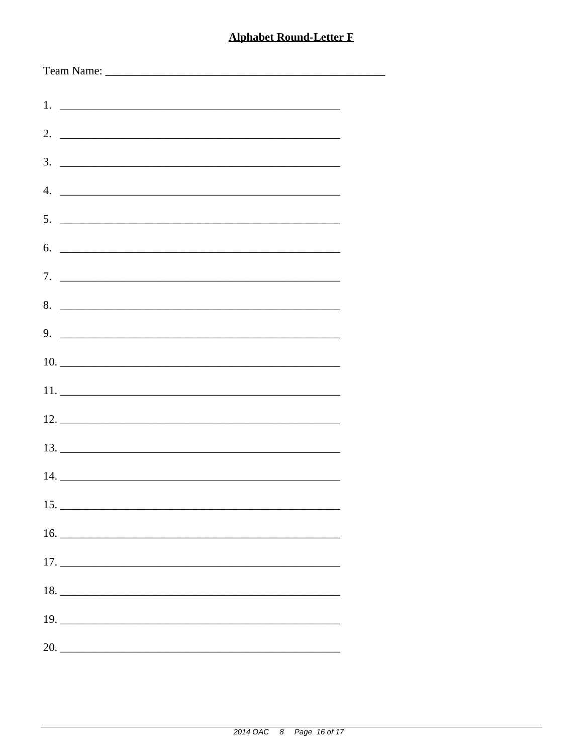## **Alphabet Round-Letter F**

Team Name: ________________________________________________

1. ________________________________________________
2. ________________________________________________
3. ________________________________________________
4. ________________________________________________
5. ________________________________________________
6. ________________________________________________
7. ________________________________________________
8. ________________________________________________
9. ________________________________________________
10. ________________________________________________
11. ________________________________________________
12. ________________________________________________
13. ________________________________________________
14. ________________________________________________
15. ________________________________________________
16. ________________________________________________
17. ________________________________________________
18. ________________________________________________
19. ________________________________________________
20. ________________________________________________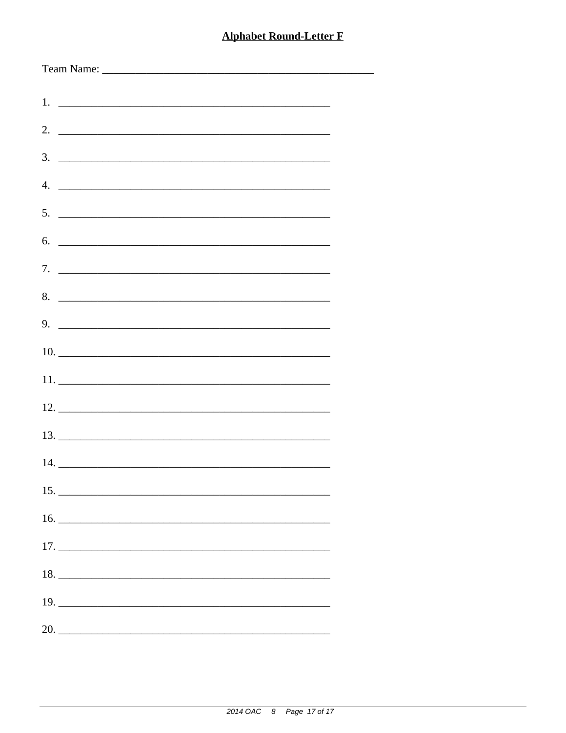**Alphabet Round-Letter F**

Team Name: ____________________________________________

1. ____________________________________________

2. ____________________________________________

3. ____________________________________________

4. ____________________________________________

5. ____________________________________________

6. ____________________________________________

7. ____________________________________________

8. ____________________________________________

9. ____________________________________________

10. ____________________________________________

11. ____________________________________________

12. ____________________________________________

13. ____________________________________________

14. ____________________________________________

15. ____________________________________________

16. ____________________________________________

17. ____________________________________________

18. ____________________________________________

19. ____________________________________________

20. ____________________________________________